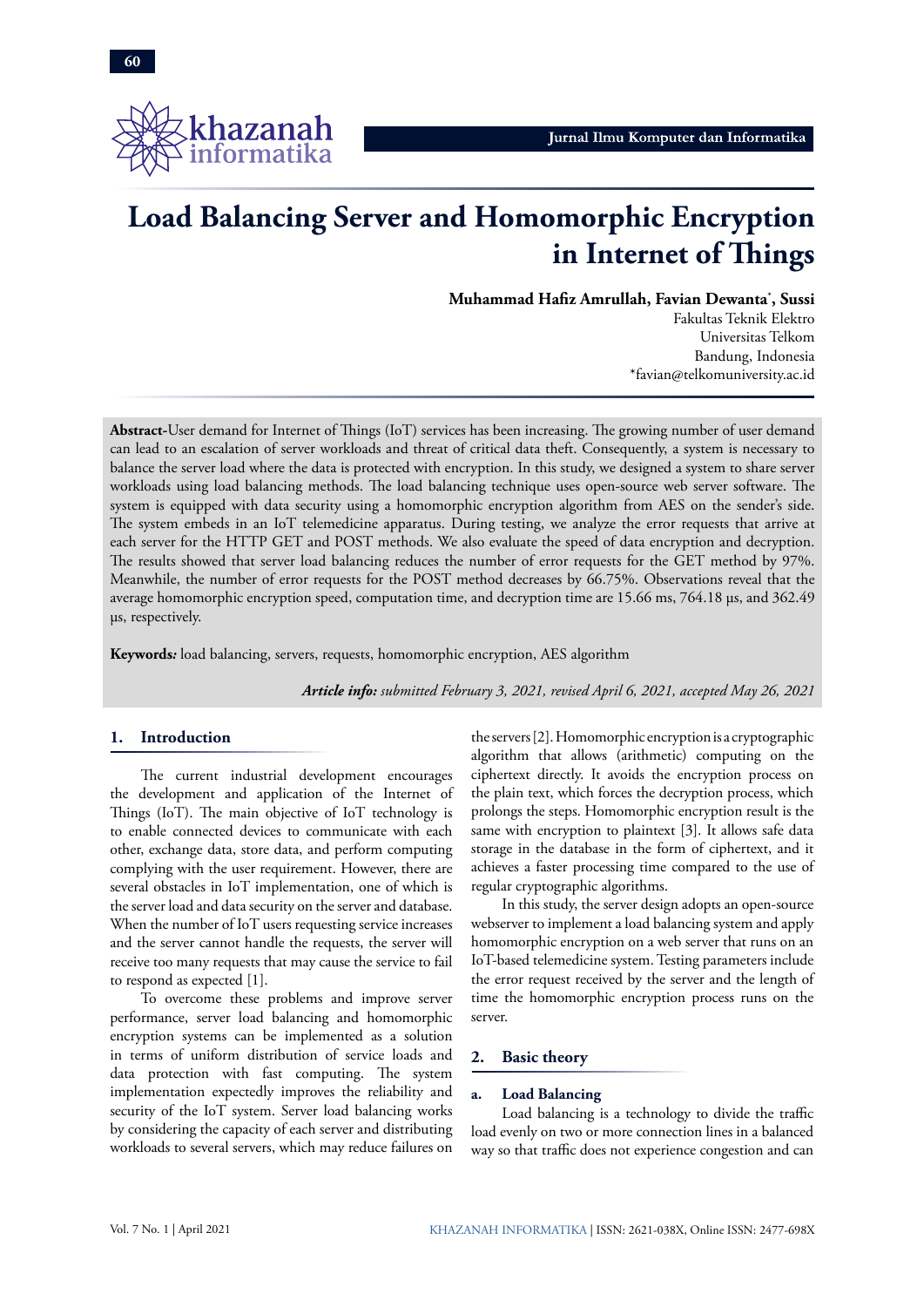# Load Balancing Server and Homomorphic Encryption in Internet of Things

**Muhammad Hafiz Amrullah, Favian Dewanta*, Sussi**

Fakultas Teknik Elektro
Universitas Telkom
Bandung, Indonesia
*favian@telkomuniversity.ac.id

**Abstract**-User demand for Internet of Things (IoT) services has been increasing. The growing number of user demand can lead to an escalation of server workloads and threat of critical data theft. Consequently, a system is necessary to balance the server load where the data is protected with encryption. In this study, we designed a system to share server workloads using load balancing methods. The load balancing technique uses open-source web server software. The system is equipped with data security using a homomorphic encryption algorithm from AES on the sender's side. The system embeds in an IoT telemedicine apparatus. During testing, we analyze the error requests that arrive at each server for the HTTP GET and POST methods. We also evaluate the speed of data encryption and decryption. The results showed that server load balancing reduces the number of error requests for the GET method by 97%. Meanwhile, the number of error requests for the POST method decreases by 66.75%. Observations reveal that the average homomorphic encryption speed, computation time, and decryption time are 15.66 ms, 764.18 μs, and 362.49 μs, respectively.

**Keywords:** load balancing, servers, requests, homomorphic encryption, AES algorithm

***Article info:*** *submitted February 3, 2021, revised April 6, 2021, accepted May 26, 2021*

## 1. Introduction

The current industrial development encourages the development and application of the Internet of Things (IoT). The main objective of IoT technology is to enable connected devices to communicate with each other, exchange data, store data, and perform computing complying with the user requirement. However, there are several obstacles in IoT implementation, one of which is the server load and data security on the server and database. When the number of IoT users requesting service increases and the server cannot handle the requests, the server will receive too many requests that may cause the service to fail to respond as expected [1].

To overcome these problems and improve server performance, server load balancing and homomorphic encryption systems can be implemented as a solution in terms of uniform distribution of service loads and data protection with fast computing. The system implementation expectedly improves the reliability and security of the IoT system. Server load balancing works by considering the capacity of each server and distributing workloads to several servers, which may reduce failures on the servers [2]. Homomorphic encryption is a cryptographic algorithm that allows (arithmetic) computing on the ciphertext directly. It avoids the encryption process on the plain text, which forces the decryption process, which prolongs the steps. Homomorphic encryption result is the same with encryption to plaintext [3]. It allows safe data storage in the database in the form of ciphertext, and it achieves a faster processing time compared to the use of regular cryptographic algorithms.

In this study, the server design adopts an open-source webserver to implement a load balancing system and apply homomorphic encryption on a web server that runs on an IoT-based telemedicine system. Testing parameters include the error request received by the server and the length of time the homomorphic encryption process runs on the server.

## 2. Basic theory

### a. Load Balancing

Load balancing is a technology to divide the traffic load evenly on two or more connection lines in a balanced way so that traffic does not experience congestion and can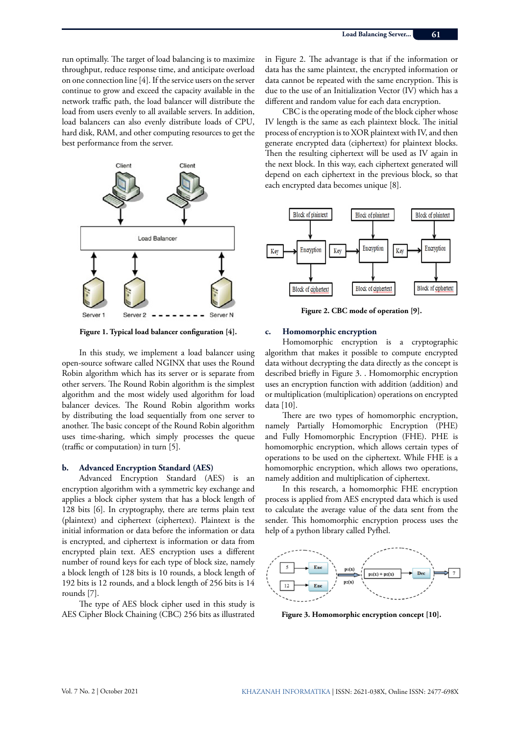run optimally. The target of load balancing is to maximize throughput, reduce response time, and anticipate overload on one connection line [4]. If the service users on the server continue to grow and exceed the capacity available in the network traffic path, the load balancer will distribute the load from users evenly to all available servers. In addition, load balancers can also evenly distribute loads of CPU, hard disk, RAM, and other computing resources to get the best performance from the server.

**Figure 1. Typical load balancer configuration [4].**

In this study, we implement a load balancer using open-source software called NGINX that uses the Round Robin algorithm which has its server or is separate from other servers. The Round Robin algorithm is the simplest algorithm and the most widely used algorithm for load balancer devices. The Round Robin algorithm works by distributing the load sequentially from one server to another. The basic concept of the Round Robin algorithm uses time-sharing, which simply processes the queue (traffic or computation) in turn [5].

### b. Advanced Encryption Standard (AES)

Advanced Encryption Standard (AES) is an encryption algorithm with a symmetric key exchange and applies a block cipher system that has a block length of 128 bits [6]. In cryptography, there are terms plain text (plaintext) and ciphertext (ciphertext). Plaintext is the initial information or data before the information or data is encrypted, and ciphertext is information or data from encrypted plain text. AES encryption uses a different number of round keys for each type of block size, namely a block length of 128 bits is 10 rounds, a block length of 192 bits is 12 rounds, and a block length of 256 bits is 14 rounds [7].

The type of AES block cipher used in this study is AES Cipher Block Chaining (CBC) 256 bits as illustrated in Figure 2. The advantage is that if the information or data has the same plaintext, the encrypted information or data cannot be repeated with the same encryption. This is due to the use of an Initialization Vector (IV) which has a different and random value for each data encryption.

CBC is the operating mode of the block cipher whose IV length is the same as each plaintext block. The initial process of encryption is to XOR plaintext with IV, and then generate encrypted data (ciphertext) for plaintext blocks. Then the resulting ciphertext will be used as IV again in the next block. In this way, each ciphertext generated will depend on each ciphertext in the previous block, so that each encrypted data becomes unique [8].

**Figure 2. CBC mode of operation [9].**

### c. Homomorphic encryption

Homomorphic encryption is a cryptographic algorithm that makes it possible to compute encrypted data without decrypting the data directly as the concept is described briefly in Figure 3. . Homomorphic encryption uses an encryption function with addition (addition) and or multiplication (multiplication) operations on encrypted data [10].

There are two types of homomorphic encryption, namely Partially Homomorphic Encryption (PHE) and Fully Homomorphic Encryption (FHE). PHE is homomorphic encryption, which allows certain types of operations to be used on the ciphertext. While FHE is a homomorphic encryption, which allows two operations, namely addition and multiplication of ciphertext.

In this research, a homomorphic FHE encryption process is applied from AES encrypted data which is used to calculate the average value of the data sent from the sender. This homomorphic encryption process uses the help of a python library called Pyfhel.

**Figure 3. Homomorphic encryption concept [10].**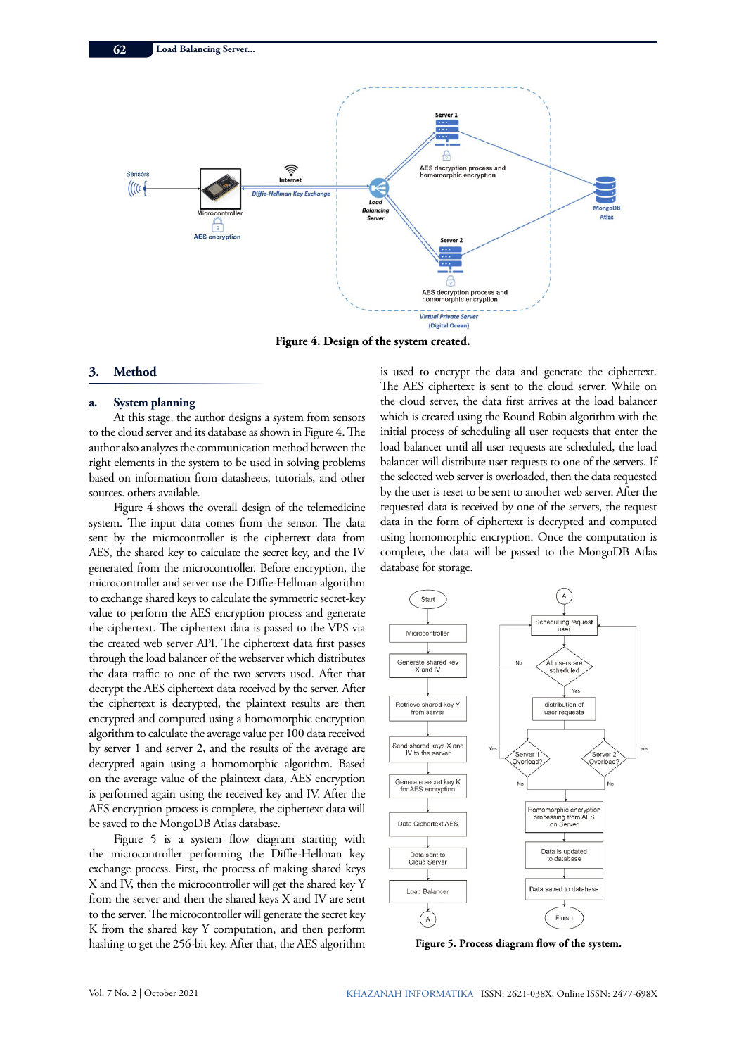Figure 4. Design of the system created.

## 3. Method

### a. System planning

At this stage, the author designs a system from sensors to the cloud server and its database as shown in Figure 4. The author also analyzes the communication method between the right elements in the system to be used in solving problems based on information from datasheets, tutorials, and other sources. others available.

Figure 4 shows the overall design of the telemedicine system. The input data comes from the sensor. The data sent by the microcontroller is the ciphertext data from AES, the shared key to calculate the secret key, and the IV generated from the microcontroller. Before encryption, the microcontroller and server use the Diffie-Hellman algorithm to exchange shared keys to calculate the symmetric secret-key value to perform the AES encryption process and generate the ciphertext. The ciphertext data is passed to the VPS via the created web server API. The ciphertext data first passes through the load balancer of the webserver which distributes the data traffic to one of the two servers used. After that decrypt the AES ciphertext data received by the server. After the ciphertext is decrypted, the plaintext results are then encrypted and computed using a homomorphic encryption algorithm to calculate the average value per 100 data received by server 1 and server 2, and the results of the average are decrypted again using a homomorphic algorithm. Based on the average value of the plaintext data, AES encryption is performed again using the received key and IV. After the AES encryption process is complete, the ciphertext data will be saved to the MongoDB Atlas database.

Figure 5 is a system flow diagram starting with the microcontroller performing the Diffie-Hellman key exchange process. First, the process of making shared keys X and IV, then the microcontroller will get the shared key Y from the server and then the shared keys X and IV are sent to the server. The microcontroller will generate the secret key K from the shared key Y computation, and then perform hashing to get the 256-bit key. After that, the AES algorithm is used to encrypt the data and generate the ciphertext. The AES ciphertext is sent to the cloud server. While on the cloud server, the data first arrives at the load balancer which is created using the Round Robin algorithm with the initial process of scheduling all user requests that enter the load balancer until all user requests are scheduled, the load balancer will distribute user requests to one of the servers. If the selected web server is overloaded, then the data requested by the user is reset to be sent to another web server. After the requested data is received by one of the servers, the request data in the form of ciphertext is decrypted and computed using homomorphic encryption. Once the computation is complete, the data will be passed to the MongoDB Atlas database for storage.

Figure 5. Process diagram flow of the system.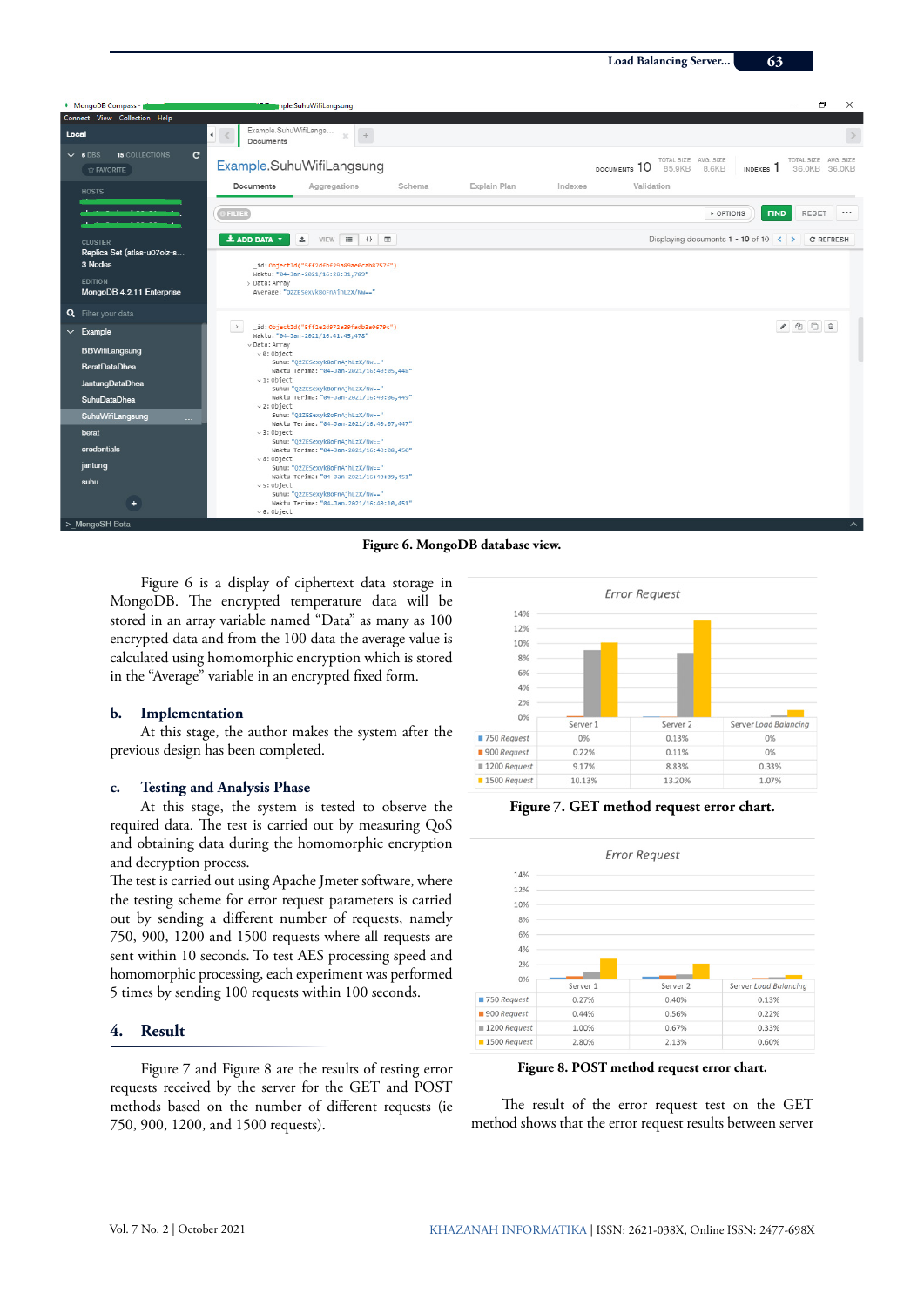**Figure 6. MongoDB database view.**

Figure 6 is a display of ciphertext data storage in MongoDB. The encrypted temperature data will be stored in an array variable named "Data" as many as 100 encrypted data and from the 100 data the average value is calculated using homomorphic encryption which is stored in the "Average" variable in an encrypted fixed form.

### b. Implementation

At this stage, the author makes the system after the previous design has been completed.

### c. Testing and Analysis Phase

At this stage, the system is tested to observe the required data. The test is carried out by measuring QoS and obtaining data during the homomorphic encryption and decryption process.

The test is carried out using Apache Jmeter software, where the testing scheme for error request parameters is carried out by sending a different number of requests, namely 750, 900, 1200 and 1500 requests where all requests are sent within 10 seconds. To test AES processing speed and homomorphic processing, each experiment was performed 5 times by sending 100 requests within 100 seconds.

## 4. Result

Figure 7 and Figure 8 are the results of testing error requests received by the server for the GET and POST methods based on the number of different requests (ie 750, 900, 1200, and 1500 requests).

Error Request

| | Server 1 | Server 2 | Server Load Balancing |
|---|---|---|---|
| 750 Request | 0% | 0.13% | 0% |
| 900 Request | 0.22% | 0.11% | 0% |
| 1200 Request | 9.17% | 8.83% | 0.33% |
| 1500 Request | 10.13% | 13.20% | 1.07% |

**Figure 7. GET method request error chart.**

Error Request

| | Server 1 | Server 2 | Server Load Balancing |
|---|---|---|---|
| 750 Request | 0.27% | 0.40% | 0.13% |
| 900 Request | 0.44% | 0.56% | 0.22% |
| 1200 Request | 1.00% | 0.67% | 0.33% |
| 1500 Request | 2.80% | 2.13% | 0.60% |

**Figure 8. POST method request error chart.**

The result of the error request test on the GET method shows that the error request results between server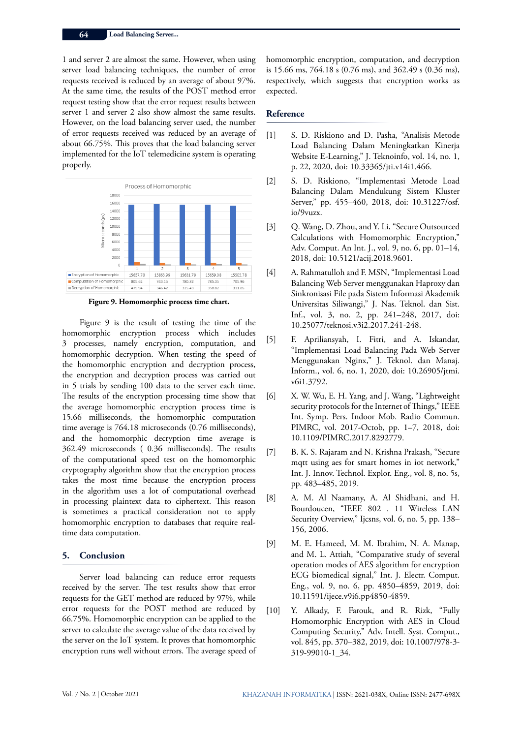1 and server 2 are almost the same. However, when using server load balancing techniques, the number of error requests received is reduced by an average of about 97%. At the same time, the results of the POST method error request testing show that the error request results between server 1 and server 2 also show almost the same results. However, on the load balancing server used, the number of error requests received was reduced by an average of about 66.75%. This proves that the load balancing server implemented for the IoT telemedicine system is operating properly.

Process of Homomorphic

Microseconds (µs)

18000
16000
14000
12000
10000
8000
6000
4000
2000
0

1 2 3 4 5

Encryption of Homomorphic 15657.70 15863.99 15631.79 15659.08 15505.78
Computation of Homomorphic 805.62 743.15 780.82 785.35 705.96
Decryption of Homomorphic 479.94 346.42 315.43 358.82 311.85

**Figure 9. Homomorphic process time chart.**

Figure 9 is the result of testing the time of the homomorphic encryption process which includes 3 processes, namely encryption, computation, and homomorphic decryption. When testing the speed of the homomorphic encryption and decryption process, the encryption and decryption process was carried out in 5 trials by sending 100 data to the server each time. The results of the encryption processing time show that the average homomorphic encryption process time is 15.66 milliseconds, the homomorphic computation time average is 764.18 microseconds (0.76 milliseconds), and the homomorphic decryption time average is 362.49 microseconds ( 0.36 milliseconds). The results of the computational speed test on the homomorphic cryptography algorithm show that the encryption process takes the most time because the encryption process in the algorithm uses a lot of computational overhead in processing plaintext data to ciphertext. This reason is sometimes a practical consideration not to apply homomorphic encryption to databases that require real-time data computation.

## 5. Conclusion

Server load balancing can reduce error requests received by the server. The test results show that error requests for the GET method are reduced by 97%, while error requests for the POST method are reduced by 66.75%. Homomorphic encryption can be applied to the server to calculate the average value of the data received by the server on the IoT system. It proves that homomorphic encryption runs well without errors. The average speed of homomorphic encryption, computation, and decryption is 15.66 ms, 764.18 s (0.76 ms), and 362.49 s (0.36 ms), respectively, which suggests that encryption works as expected.

## Reference

[1] S. D. Riskiono and D. Pasha, "Analisis Metode Load Balancing Dalam Meningkatkan Kinerja Website E-Learning," J. Teknoinfo, vol. 14, no. 1, p. 22, 2020, doi: 10.33365/jti.v14i1.466.

[2] S. D. Riskiono, "Implementasi Metode Load Balancing Dalam Mendukung Sistem Kluster Server," pp. 455–460, 2018, doi: 10.31227/osf.io/9vuzx.

[3] Q. Wang, D. Zhou, and Y. Li, "Secure Outsourced Calculations with Homomorphic Encryption," Adv. Comput. An Int. J., vol. 9, no. 6, pp. 01–14, 2018, doi: 10.5121/acij.2018.9601.

[4] A. Rahmatulloh and F. MSN, "Implementasi Load Balancing Web Server menggunakan Haproxy dan Sinkronisasi File pada Sistem Informasi Akademik Universitas Siliwangi," J. Nas. Teknol. dan Sist. Inf., vol. 3, no. 2, pp. 241–248, 2017, doi: 10.25077/teknosi.v3i2.2017.241-248.

[5] F. Apriliansyah, I. Fitri, and A. Iskandar, "Implementasi Load Balancing Pada Web Server Menggunakan Nginx," J. Teknol. dan Manaj. Inform., vol. 6, no. 1, 2020, doi: 10.26905/jtmi.v6i1.3792.

[6] X. W. Wu, E. H. Yang, and J. Wang, "Lightweight security protocols for the Internet of Things," IEEE Int. Symp. Pers. Indoor Mob. Radio Commun. PIMRC, vol. 2017-Octob, pp. 1–7, 2018, doi: 10.1109/PIMRC.2017.8292779.

[7] B. K. S. Rajaram and N. Krishna Prakash, "Secure mqtt using aes for smart homes in iot network," Int. J. Innov. Technol. Explor. Eng., vol. 8, no. 5s, pp. 483–485, 2019.

[8] A. M. Al Naamany, A. Al Shidhani, and H. Bourdoucen, "IEEE 802 . 11 Wireless LAN Security Overview," Ijcsns, vol. 6, no. 5, pp. 138–156, 2006.

[9] M. E. Hameed, M. M. Ibrahim, N. A. Manap, and M. L. Attiah, "Comparative study of several operation modes of AES algorithm for encryption ECG biomedical signal," Int. J. Electr. Comput. Eng., vol. 9, no. 6, pp. 4850–4859, 2019, doi: 10.11591/ijece.v9i6.pp4850-4859.

[10] Y. Alkady, F. Farouk, and R. Rizk, "Fully Homomorphic Encryption with AES in Cloud Computing Security," Adv. Intell. Syst. Comput., vol. 845, pp. 370–382, 2019, doi: 10.1007/978-3-319-99010-1_34.